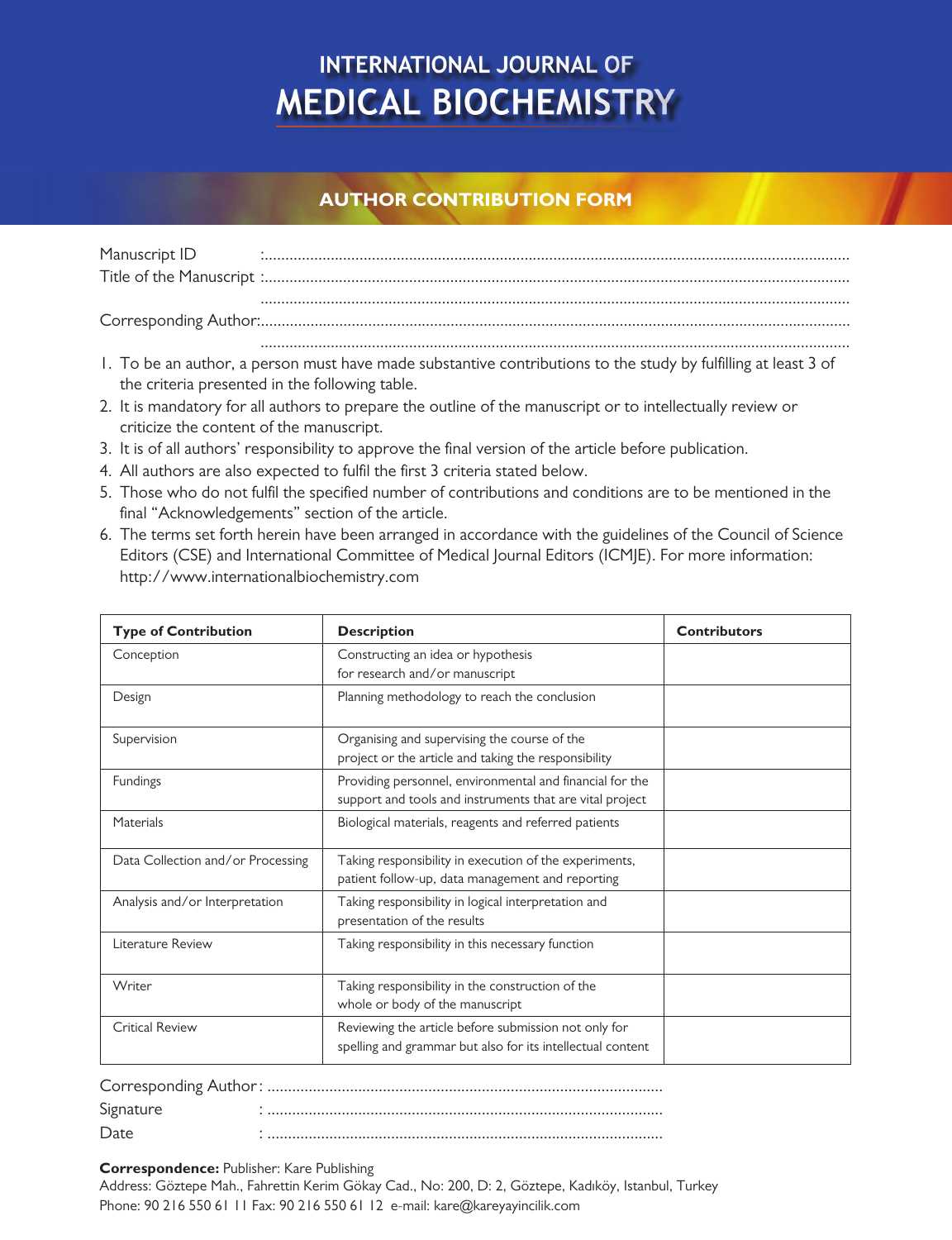# INTERNATIONAL JOURNAL OF MEDICAL BIOCHEMISTRY

## AUTHOR CONTRIBUTION FORM

Manuscript ID :...........................................................................................................................................

Title of the Manuscript :...........................................................................................................................................

...........................................................................................................................................

Corresponding Author:...........................................................................................................................................

...........................................................................................................................................

1. To be an author, a person must have made substantive contributions to the study by fulfilling at least 3 of the criteria presented in the following table.
2. It is mandatory for all authors to prepare the outline of the manuscript or to intellectually review or criticize the content of the manuscript.
3. It is of all authors' responsibility to approve the final version of the article before publication.
4. All authors are also expected to fulfil the first 3 criteria stated below.
5. Those who do not fulfil the specified number of contributions and conditions are to be mentioned in the final "Acknowledgements" section of the article.
6. The terms set forth herein have been arranged in accordance with the guidelines of the Council of Science Editors (CSE) and International Committee of Medical Journal Editors (ICMJE). For more information: http://www.internationalbiochemistry.com

| **Type of Contribution** | **Description** | **Contributors** |
|---|---|---|
| Conception | Constructing an idea or hypothesis for research and/or manuscript | |
| Design | Planning methodology to reach the conclusion | |
| Supervision | Organising and supervising the course of the project or the article and taking the responsibility | |
| Fundings | Providing personnel, environmental and financial for the support and tools and instruments that are vital project | |
| Materials | Biological materials, reagents and referred patients | |
| Data Collection and/or Processing | Taking responsibility in execution of the experiments, patient follow-up, data management and reporting | |
| Analysis and/or Interpretation | Taking responsibility in logical interpretation and presentation of the results | |
| Literature Review | Taking responsibility in this necessary function | |
| Writer | Taking responsibility in the construction of the whole or body of the manuscript | |
| Critical Review | Reviewing the article before submission not only for spelling and grammar but also for its intellectual content | |

Corresponding Author : ...............................................................................................

Signature : ...............................................................................................

Date : ...............................................................................................

**Correspondence:** Publisher: Kare Publishing

Address: Göztepe Mah., Fahrettin Kerim Gökay Cad., No: 200, D: 2, Göztepe, Kadıköy, Istanbul, Turkey

Phone: 90 216 550 61 11 Fax: 90 216 550 61 12 e-mail: kare@kareyayincilik.com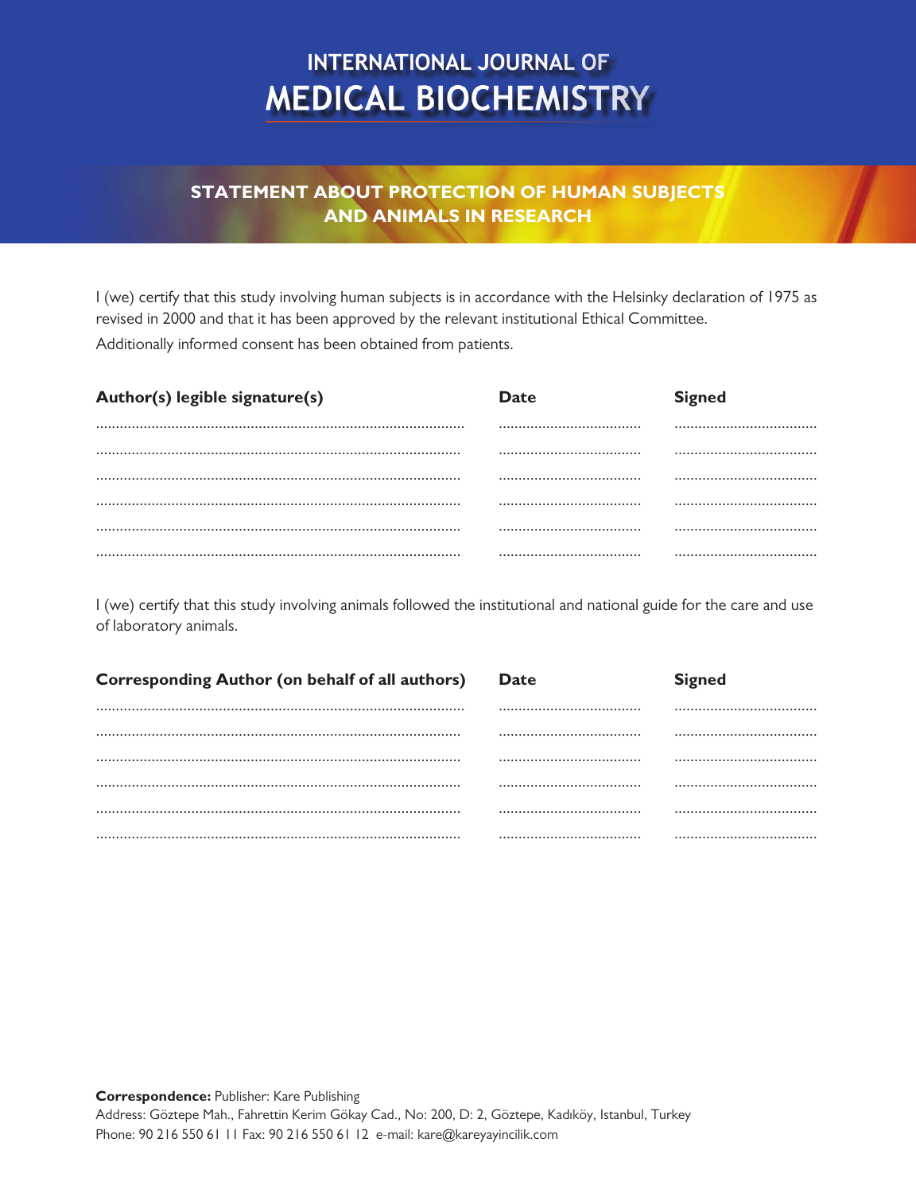# INTERNATIONAL JOURNAL OF MEDICAL BIOCHEMISTRY

## STATEMENT ABOUT PROTECTION OF HUMAN SUBJECTS AND ANIMALS IN RESEARCH

I (we) certify that this study involving human subjects is in accordance with the Helsinky declaration of 1975 as revised in 2000 and that it has been approved by the relevant institutional Ethical Committee.

Additionally informed consent has been obtained from patients.

| Author(s) legible signature(s) | Date | Signed |
|---|---|---|
| ........................................................................................... | .................................... | .................................... |
| ........................................................................................... | .................................... | .................................... |
| ........................................................................................... | .................................... | .................................... |
| ........................................................................................... | .................................... | .................................... |
| ........................................................................................... | .................................... | .................................... |
| ........................................................................................... | .................................... | .................................... |

I (we) certify that this study involving animals followed the institutional and national guide for the care and use of laboratory animals.

| Corresponding Author (on behalf of all authors) | Date | Signed |
|---|---|---|
| ........................................................................................... | .................................... | .................................... |
| ........................................................................................... | .................................... | .................................... |
| ........................................................................................... | .................................... | .................................... |
| ........................................................................................... | .................................... | .................................... |
| ........................................................................................... | .................................... | .................................... |
| ........................................................................................... | .................................... | .................................... |

**Correspondence:** Publisher: Kare Publishing
Address: Göztepe Mah., Fahrettin Kerim Gökay Cad., No: 200, D: 2, Göztepe, Kadıköy, Istanbul, Turkey
Phone: 90 216 550 61 11 Fax: 90 216 550 61 12 e-mail: kare@kareyayincilik.com